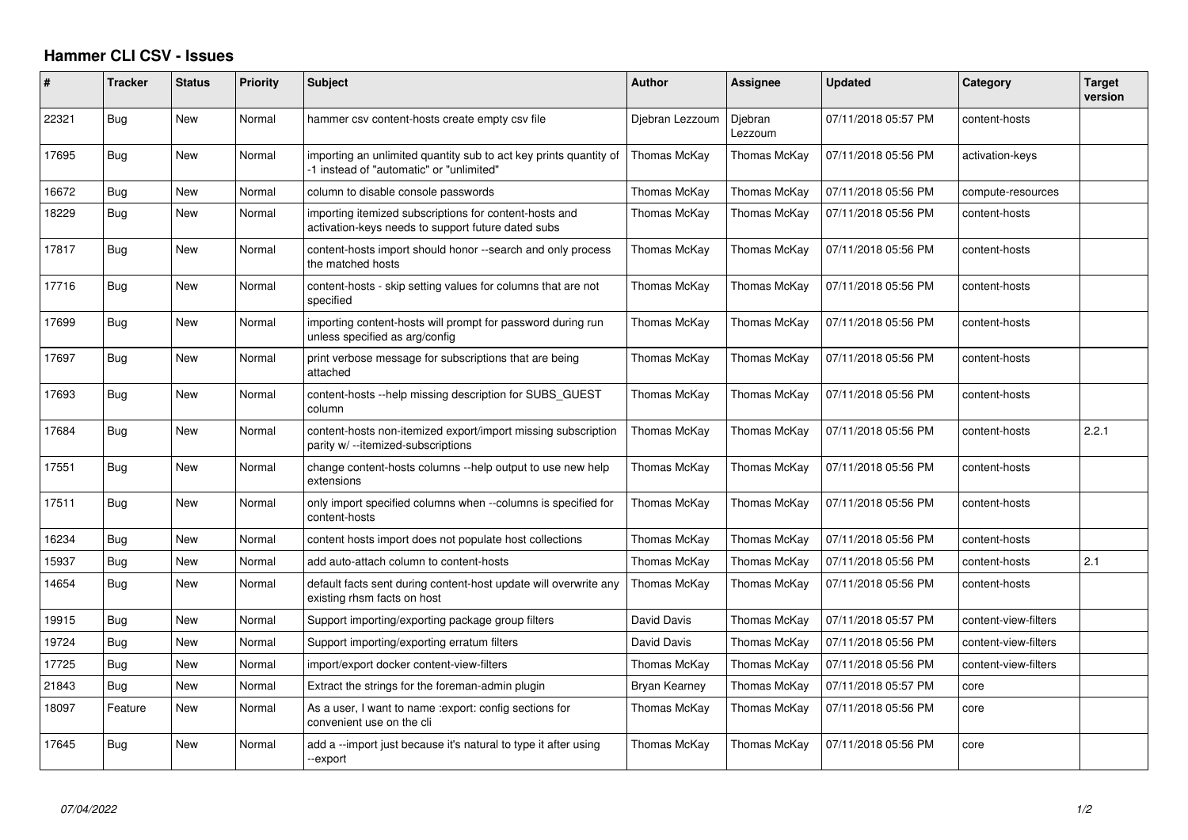# Hammer CLI CSV - Issues

| # | Tracker | Status | Priority | Subject | Author | Assignee | Updated | Category | Target version |
|---|---|---|---|---|---|---|---|---|---|
| 22321 | Bug | New | Normal | hammer csv content-hosts create empty csv file | Djebran Lezzoum | Djebran Lezzoum | 07/11/2018 05:57 PM | content-hosts | |
| 17695 | Bug | New | Normal | importing an unlimited quantity sub to act key prints quantity of -1 instead of "automatic" or "unlimited" | Thomas McKay | Thomas McKay | 07/11/2018 05:56 PM | activation-keys | |
| 16672 | Bug | New | Normal | column to disable console passwords | Thomas McKay | Thomas McKay | 07/11/2018 05:56 PM | compute-resources | |
| 18229 | Bug | New | Normal | importing itemized subscriptions for content-hosts and activation-keys needs to support future dated subs | Thomas McKay | Thomas McKay | 07/11/2018 05:56 PM | content-hosts | |
| 17817 | Bug | New | Normal | content-hosts import should honor --search and only process the matched hosts | Thomas McKay | Thomas McKay | 07/11/2018 05:56 PM | content-hosts | |
| 17716 | Bug | New | Normal | content-hosts - skip setting values for columns that are not specified | Thomas McKay | Thomas McKay | 07/11/2018 05:56 PM | content-hosts | |
| 17699 | Bug | New | Normal | importing content-hosts will prompt for password during run unless specified as arg/config | Thomas McKay | Thomas McKay | 07/11/2018 05:56 PM | content-hosts | |
| 17697 | Bug | New | Normal | print verbose message for subscriptions that are being attached | Thomas McKay | Thomas McKay | 07/11/2018 05:56 PM | content-hosts | |
| 17693 | Bug | New | Normal | content-hosts --help missing description for SUBS_GUEST column | Thomas McKay | Thomas McKay | 07/11/2018 05:56 PM | content-hosts | |
| 17684 | Bug | New | Normal | content-hosts non-itemized export/import missing subscription parity w/ --itemized-subscriptions | Thomas McKay | Thomas McKay | 07/11/2018 05:56 PM | content-hosts | 2.2.1 |
| 17551 | Bug | New | Normal | change content-hosts columns --help output to use new help extensions | Thomas McKay | Thomas McKay | 07/11/2018 05:56 PM | content-hosts | |
| 17511 | Bug | New | Normal | only import specified columns when --columns is specified for content-hosts | Thomas McKay | Thomas McKay | 07/11/2018 05:56 PM | content-hosts | |
| 16234 | Bug | New | Normal | content hosts import does not populate host collections | Thomas McKay | Thomas McKay | 07/11/2018 05:56 PM | content-hosts | |
| 15937 | Bug | New | Normal | add auto-attach column to content-hosts | Thomas McKay | Thomas McKay | 07/11/2018 05:56 PM | content-hosts | 2.1 |
| 14654 | Bug | New | Normal | default facts sent during content-host update will overwrite any existing rhsm facts on host | Thomas McKay | Thomas McKay | 07/11/2018 05:56 PM | content-hosts | |
| 19915 | Bug | New | Normal | Support importing/exporting package group filters | David Davis | Thomas McKay | 07/11/2018 05:57 PM | content-view-filters | |
| 19724 | Bug | New | Normal | Support importing/exporting erratum filters | David Davis | Thomas McKay | 07/11/2018 05:56 PM | content-view-filters | |
| 17725 | Bug | New | Normal | import/export docker content-view-filters | Thomas McKay | Thomas McKay | 07/11/2018 05:56 PM | content-view-filters | |
| 21843 | Bug | New | Normal | Extract the strings for the foreman-admin plugin | Bryan Kearney | Thomas McKay | 07/11/2018 05:57 PM | core | |
| 18097 | Feature | New | Normal | As a user, I want to name :export: config sections for convenient use on the cli | Thomas McKay | Thomas McKay | 07/11/2018 05:56 PM | core | |
| 17645 | Bug | New | Normal | add a --import just because it's natural to type it after using --export | Thomas McKay | Thomas McKay | 07/11/2018 05:56 PM | core | |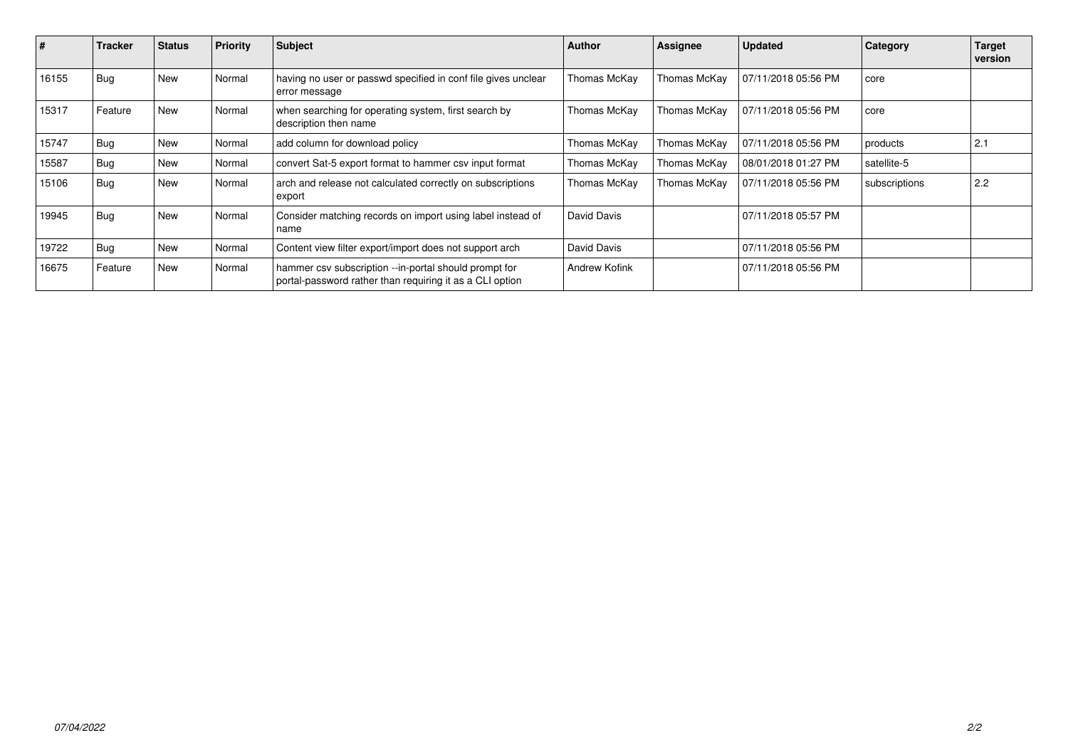| # | Tracker | Status | Priority | Subject | Author | Assignee | Updated | Category | Target version |
|---|---|---|---|---|---|---|---|---|---|
| 16155 | Bug | New | Normal | having no user or passwd specified in conf file gives unclear error message | Thomas McKay | Thomas McKay | 07/11/2018 05:56 PM | core | |
| 15317 | Feature | New | Normal | when searching for operating system, first search by description then name | Thomas McKay | Thomas McKay | 07/11/2018 05:56 PM | core | |
| 15747 | Bug | New | Normal | add column for download policy | Thomas McKay | Thomas McKay | 07/11/2018 05:56 PM | products | 2.1 |
| 15587 | Bug | New | Normal | convert Sat-5 export format to hammer csv input format | Thomas McKay | Thomas McKay | 08/01/2018 01:27 PM | satellite-5 | |
| 15106 | Bug | New | Normal | arch and release not calculated correctly on subscriptions export | Thomas McKay | Thomas McKay | 07/11/2018 05:56 PM | subscriptions | 2.2 |
| 19945 | Bug | New | Normal | Consider matching records on import using label instead of name | David Davis | | 07/11/2018 05:57 PM | | |
| 19722 | Bug | New | Normal | Content view filter export/import does not support arch | David Davis | | 07/11/2018 05:56 PM | | |
| 16675 | Feature | New | Normal | hammer csv subscription --in-portal should prompt for portal-password rather than requiring it as a CLI option | Andrew Kofink | | 07/11/2018 05:56 PM | | |